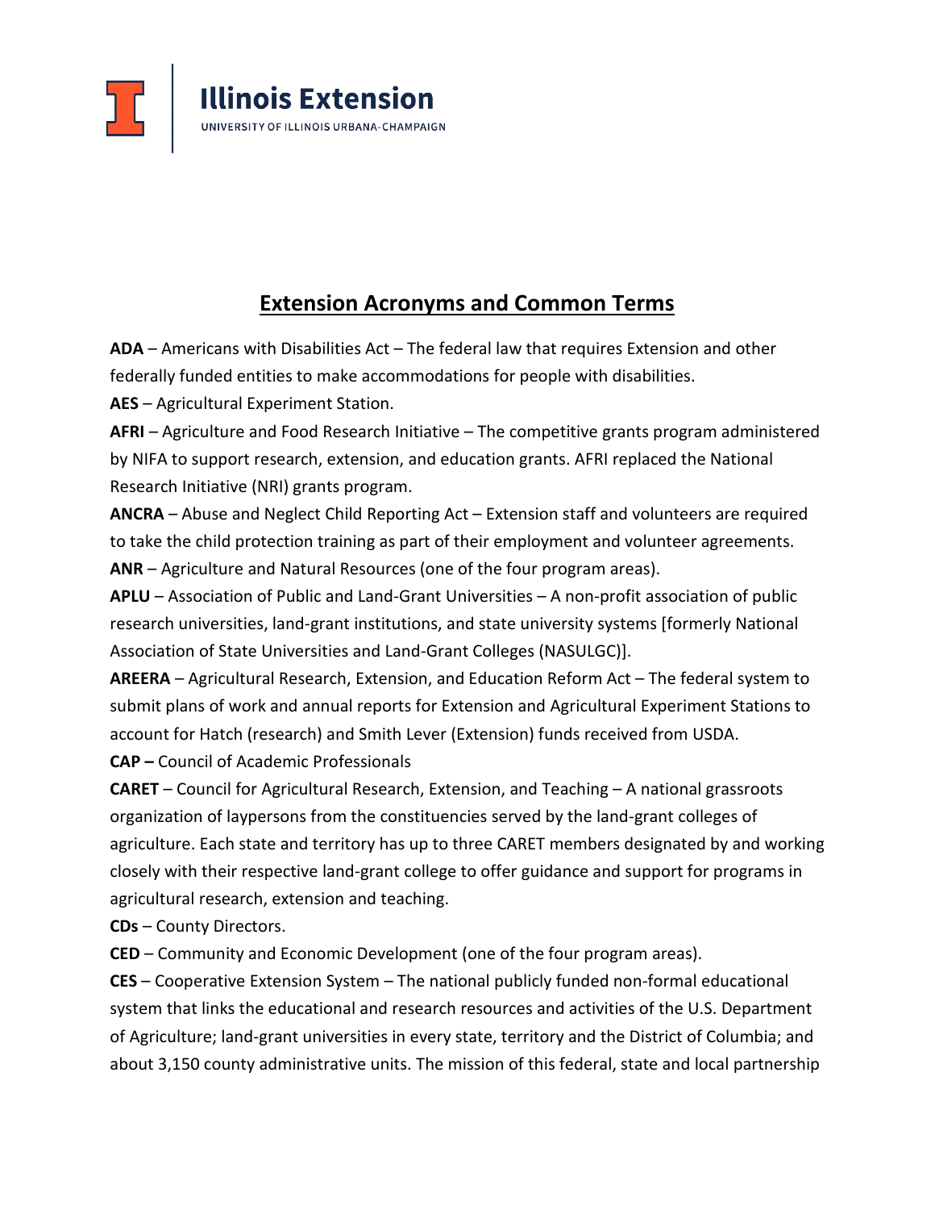Illinois Extension
UNIVERSITY OF ILLINOIS URBANA-CHAMPAIGN

# Extension Acronyms and Common Terms

**ADA** – Americans with Disabilities Act – The federal law that requires Extension and other federally funded entities to make accommodations for people with disabilities.

**AES** – Agricultural Experiment Station.

**AFRI** – Agriculture and Food Research Initiative – The competitive grants program administered by NIFA to support research, extension, and education grants. AFRI replaced the National Research Initiative (NRI) grants program.

**ANCRA** – Abuse and Neglect Child Reporting Act – Extension staff and volunteers are required to take the child protection training as part of their employment and volunteer agreements.

**ANR** – Agriculture and Natural Resources (one of the four program areas).

**APLU** – Association of Public and Land-Grant Universities – A non-profit association of public research universities, land-grant institutions, and state university systems [formerly National Association of State Universities and Land-Grant Colleges (NASULGC)].

**AREERA** – Agricultural Research, Extension, and Education Reform Act – The federal system to submit plans of work and annual reports for Extension and Agricultural Experiment Stations to account for Hatch (research) and Smith Lever (Extension) funds received from USDA.

**CAP –** Council of Academic Professionals

**CARET** – Council for Agricultural Research, Extension, and Teaching – A national grassroots organization of laypersons from the constituencies served by the land-grant colleges of agriculture. Each state and territory has up to three CARET members designated by and working closely with their respective land-grant college to offer guidance and support for programs in agricultural research, extension and teaching.

**CDs** – County Directors.

**CED** – Community and Economic Development (one of the four program areas).

**CES** – Cooperative Extension System – The national publicly funded non-formal educational system that links the educational and research resources and activities of the U.S. Department of Agriculture; land-grant universities in every state, territory and the District of Columbia; and about 3,150 county administrative units. The mission of this federal, state and local partnership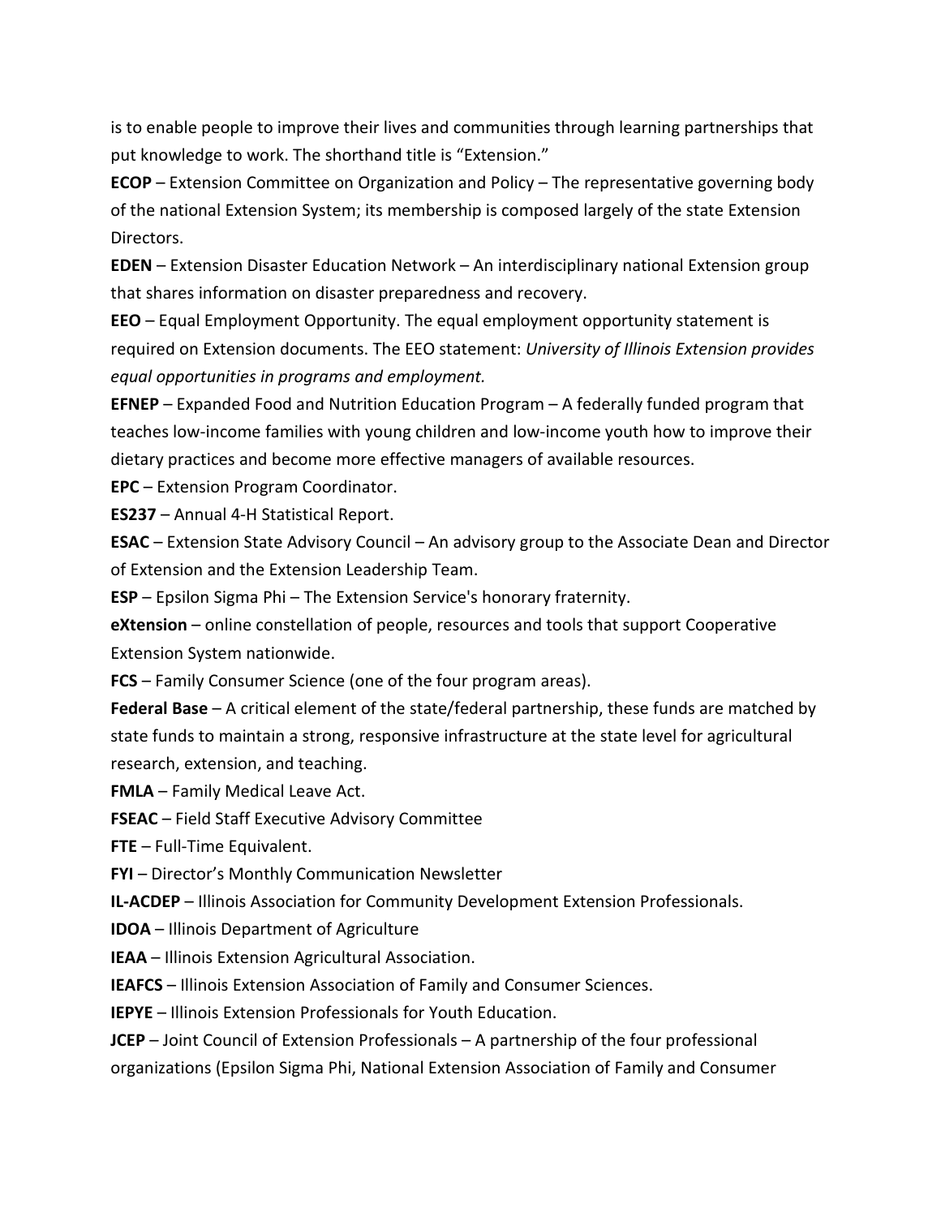is to enable people to improve their lives and communities through learning partnerships that put knowledge to work. The shorthand title is "Extension."

**ECOP** – Extension Committee on Organization and Policy – The representative governing body of the national Extension System; its membership is composed largely of the state Extension Directors.

**EDEN** – Extension Disaster Education Network – An interdisciplinary national Extension group that shares information on disaster preparedness and recovery.

**EEO** – Equal Employment Opportunity. The equal employment opportunity statement is required on Extension documents. The EEO statement: *University of Illinois Extension provides equal opportunities in programs and employment.*

**EFNEP** – Expanded Food and Nutrition Education Program – A federally funded program that teaches low-income families with young children and low-income youth how to improve their dietary practices and become more effective managers of available resources.

**EPC** – Extension Program Coordinator.

**ES237** – Annual 4-H Statistical Report.

**ESAC** – Extension State Advisory Council – An advisory group to the Associate Dean and Director of Extension and the Extension Leadership Team.

**ESP** – Epsilon Sigma Phi – The Extension Service's honorary fraternity.

**eXtension** – online constellation of people, resources and tools that support Cooperative Extension System nationwide.

**FCS** – Family Consumer Science (one of the four program areas).

**Federal Base** – A critical element of the state/federal partnership, these funds are matched by state funds to maintain a strong, responsive infrastructure at the state level for agricultural research, extension, and teaching.

**FMLA** – Family Medical Leave Act.

**FSEAC** – Field Staff Executive Advisory Committee

**FTE** – Full-Time Equivalent.

**FYI** – Director's Monthly Communication Newsletter

**IL-ACDEP** – Illinois Association for Community Development Extension Professionals.

**IDOA** – Illinois Department of Agriculture

**IEAA** – Illinois Extension Agricultural Association.

**IEAFCS** – Illinois Extension Association of Family and Consumer Sciences.

**IEPYE** – Illinois Extension Professionals for Youth Education.

**JCEP** – Joint Council of Extension Professionals – A partnership of the four professional organizations (Epsilon Sigma Phi, National Extension Association of Family and Consumer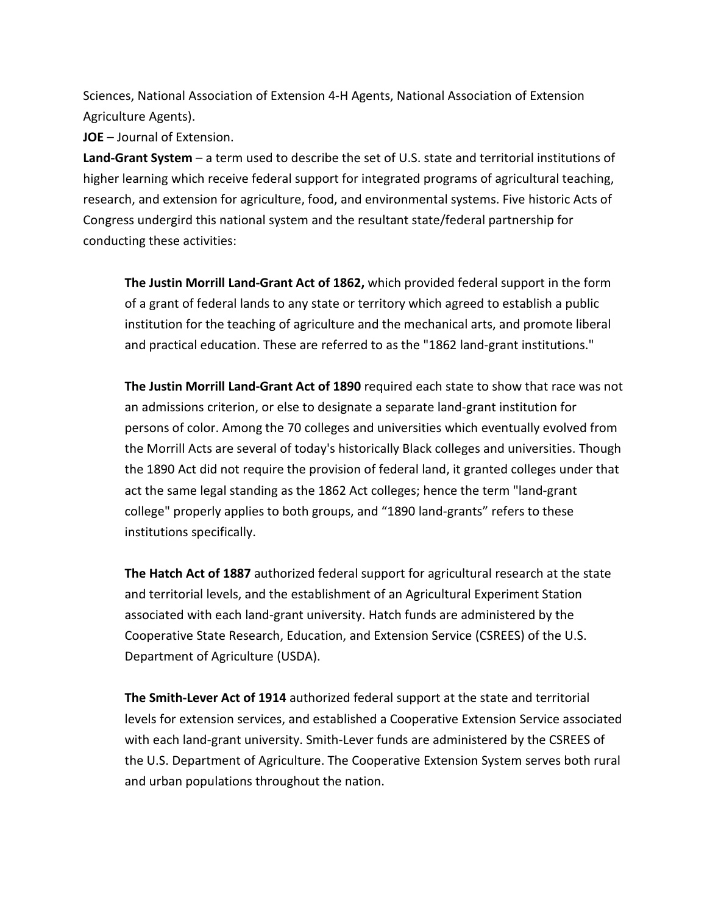Sciences, National Association of Extension 4-H Agents, National Association of Extension Agriculture Agents).

**JOE** – Journal of Extension.

**Land-Grant System** – a term used to describe the set of U.S. state and territorial institutions of higher learning which receive federal support for integrated programs of agricultural teaching, research, and extension for agriculture, food, and environmental systems. Five historic Acts of Congress undergird this national system and the resultant state/federal partnership for conducting these activities:

> **The Justin Morrill Land-Grant Act of 1862,** which provided federal support in the form of a grant of federal lands to any state or territory which agreed to establish a public institution for the teaching of agriculture and the mechanical arts, and promote liberal and practical education. These are referred to as the "1862 land-grant institutions."
>
> **The Justin Morrill Land-Grant Act of 1890** required each state to show that race was not an admissions criterion, or else to designate a separate land-grant institution for persons of color. Among the 70 colleges and universities which eventually evolved from the Morrill Acts are several of today's historically Black colleges and universities. Though the 1890 Act did not require the provision of federal land, it granted colleges under that act the same legal standing as the 1862 Act colleges; hence the term "land-grant college" properly applies to both groups, and "1890 land-grants" refers to these institutions specifically.
>
> **The Hatch Act of 1887** authorized federal support for agricultural research at the state and territorial levels, and the establishment of an Agricultural Experiment Station associated with each land-grant university. Hatch funds are administered by the Cooperative State Research, Education, and Extension Service (CSREES) of the U.S. Department of Agriculture (USDA).
>
> **The Smith-Lever Act of 1914** authorized federal support at the state and territorial levels for extension services, and established a Cooperative Extension Service associated with each land-grant university. Smith-Lever funds are administered by the CSREES of the U.S. Department of Agriculture. The Cooperative Extension System serves both rural and urban populations throughout the nation.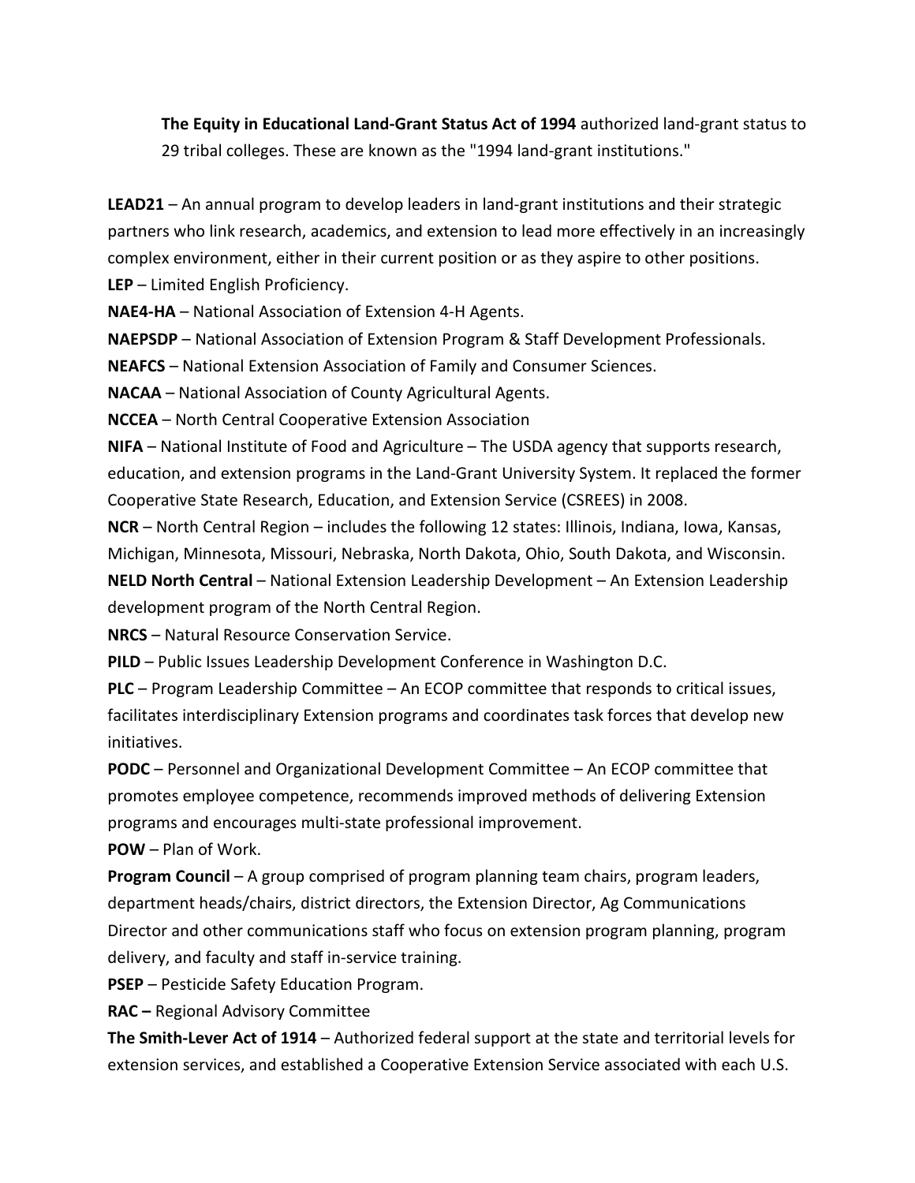**The Equity in Educational Land-Grant Status Act of 1994** authorized land-grant status to 29 tribal colleges. These are known as the "1994 land-grant institutions."

**LEAD21** – An annual program to develop leaders in land-grant institutions and their strategic partners who link research, academics, and extension to lead more effectively in an increasingly complex environment, either in their current position or as they aspire to other positions.

**LEP** – Limited English Proficiency.

**NAE4-HA** – National Association of Extension 4-H Agents.

**NAEPSDP** – National Association of Extension Program & Staff Development Professionals.

**NEAFCS** – National Extension Association of Family and Consumer Sciences.

**NACAA** – National Association of County Agricultural Agents.

**NCCEA** – North Central Cooperative Extension Association

**NIFA** – National Institute of Food and Agriculture – The USDA agency that supports research, education, and extension programs in the Land-Grant University System. It replaced the former Cooperative State Research, Education, and Extension Service (CSREES) in 2008.

**NCR** – North Central Region – includes the following 12 states: Illinois, Indiana, Iowa, Kansas, Michigan, Minnesota, Missouri, Nebraska, North Dakota, Ohio, South Dakota, and Wisconsin.

**NELD North Central** – National Extension Leadership Development – An Extension Leadership development program of the North Central Region.

**NRCS** – Natural Resource Conservation Service.

**PILD** – Public Issues Leadership Development Conference in Washington D.C.

**PLC** – Program Leadership Committee – An ECOP committee that responds to critical issues, facilitates interdisciplinary Extension programs and coordinates task forces that develop new initiatives.

**PODC** – Personnel and Organizational Development Committee – An ECOP committee that promotes employee competence, recommends improved methods of delivering Extension programs and encourages multi-state professional improvement.

**POW** – Plan of Work.

**Program Council** – A group comprised of program planning team chairs, program leaders, department heads/chairs, district directors, the Extension Director, Ag Communications Director and other communications staff who focus on extension program planning, program delivery, and faculty and staff in-service training.

**PSEP** – Pesticide Safety Education Program.

**RAC –** Regional Advisory Committee

**The Smith-Lever Act of 1914** – Authorized federal support at the state and territorial levels for extension services, and established a Cooperative Extension Service associated with each U.S.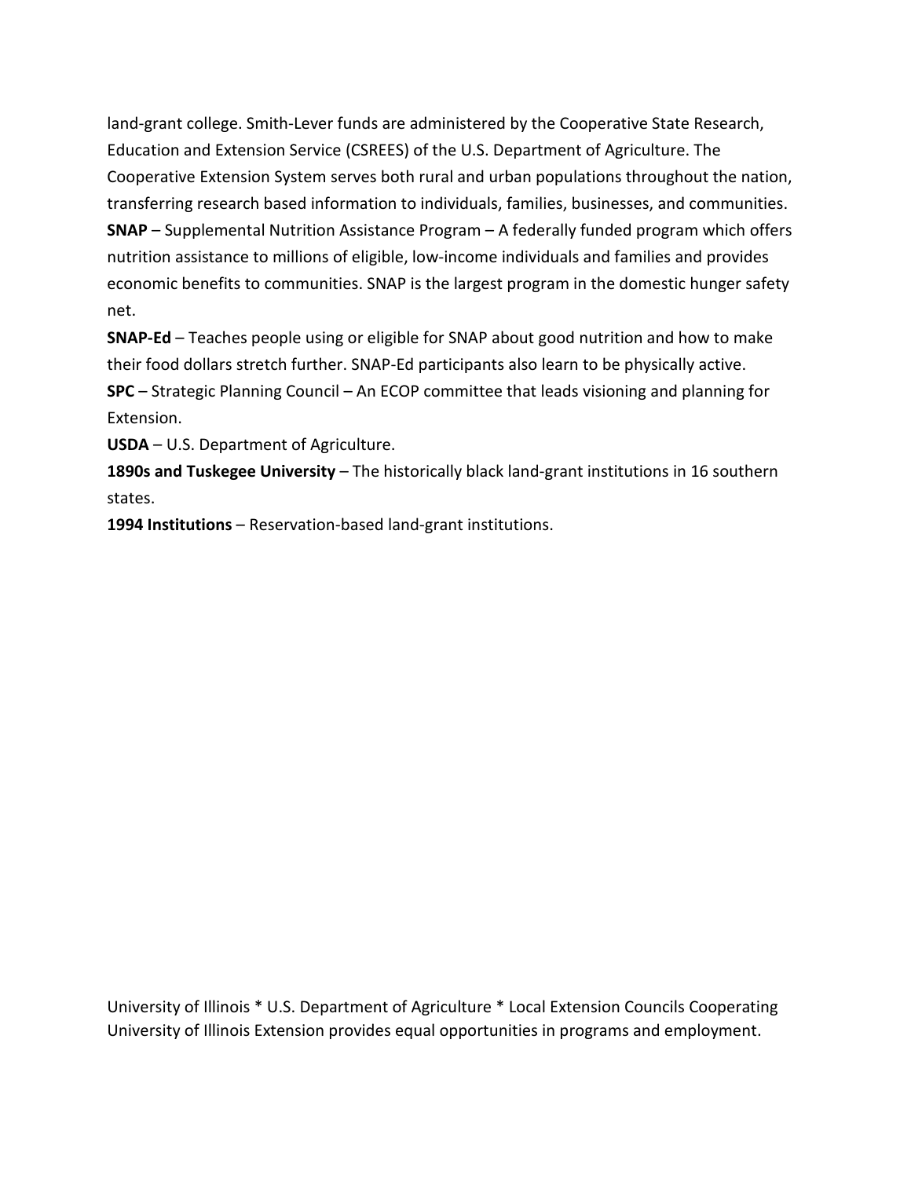land-grant college. Smith-Lever funds are administered by the Cooperative State Research, Education and Extension Service (CSREES) of the U.S. Department of Agriculture. The Cooperative Extension System serves both rural and urban populations throughout the nation, transferring research based information to individuals, families, businesses, and communities.

**SNAP** – Supplemental Nutrition Assistance Program – A federally funded program which offers nutrition assistance to millions of eligible, low-income individuals and families and provides economic benefits to communities. SNAP is the largest program in the domestic hunger safety net.

**SNAP-Ed** – Teaches people using or eligible for SNAP about good nutrition and how to make their food dollars stretch further. SNAP-Ed participants also learn to be physically active.

**SPC** – Strategic Planning Council – An ECOP committee that leads visioning and planning for Extension.

**USDA** – U.S. Department of Agriculture.

**1890s and Tuskegee University** – The historically black land-grant institutions in 16 southern states.

**1994 Institutions** – Reservation-based land-grant institutions.

University of Illinois * U.S. Department of Agriculture * Local Extension Councils Cooperating
University of Illinois Extension provides equal opportunities in programs and employment.